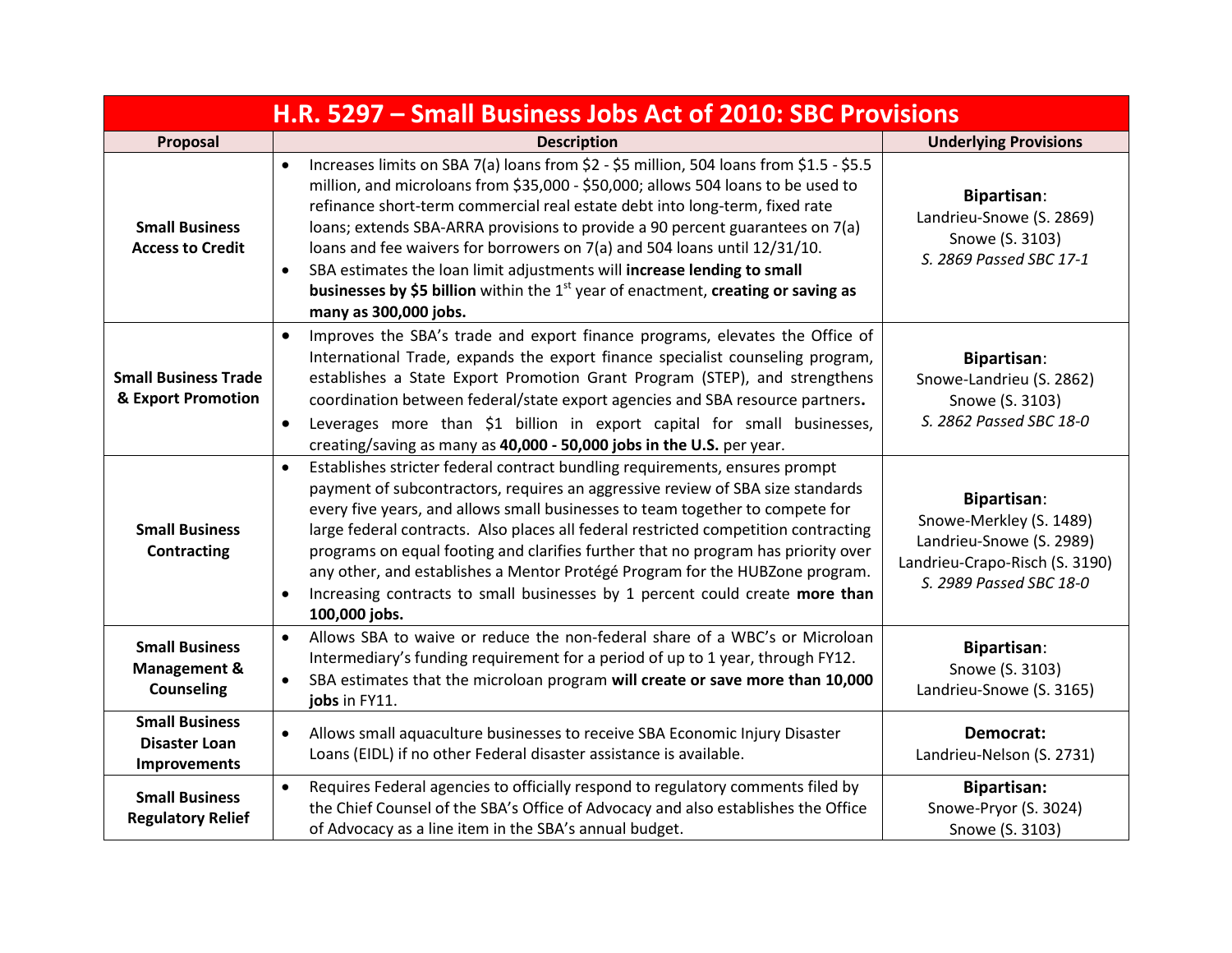| H.R. 5297 – Small Business Jobs Act of 2010: SBC Provisions | | |
|---|---|---|
| **Proposal** | **Description** | **Underlying Provisions** |
| **Small Business Access to Credit** | • Increases limits on SBA 7(a) loans from \$2 - \$5 million, 504 loans from \$1.5 - \$5.5 million, and microloans from \$35,000 - \$50,000; allows 504 loans to be used to refinance short-term commercial real estate debt into long-term, fixed rate loans; extends SBA-ARRA provisions to provide a 90 percent guarantees on 7(a) loans and fee waivers for borrowers on 7(a) and 504 loans until 12/31/10.<br>• SBA estimates the loan limit adjustments will **increase lending to small businesses by \$5 billion** within the 1st year of enactment, **creating or saving as many as 300,000 jobs.** | **Bipartisan**:<br>Landrieu-Snowe (S. 2869)<br>Snowe (S. 3103)<br>*S. 2869 Passed SBC 17-1* |
| **Small Business Trade & Export Promotion** | • Improves the SBA's trade and export finance programs, elevates the Office of International Trade, expands the export finance specialist counseling program, establishes a State Export Promotion Grant Program (STEP), and strengthens coordination between federal/state export agencies and SBA resource partners.<br>• Leverages more than \$1 billion in export capital for small businesses, creating/saving as many as **40,000 - 50,000 jobs in the U.S.** per year. | **Bipartisan**:<br>Snowe-Landrieu (S. 2862)<br>Snowe (S. 3103)<br>*S. 2862 Passed SBC 18-0* |
| **Small Business Contracting** | • Establishes stricter federal contract bundling requirements, ensures prompt payment of subcontractors, requires an aggressive review of SBA size standards every five years, and allows small businesses to team together to compete for large federal contracts. Also places all federal restricted competition contracting programs on equal footing and clarifies further that no program has priority over any other, and establishes a Mentor Protégé Program for the HUBZone program.<br>• Increasing contracts to small businesses by 1 percent could create **more than 100,000 jobs.** | **Bipartisan**:<br>Snowe-Merkley (S. 1489)<br>Landrieu-Snowe (S. 2989)<br>Landrieu-Crapo-Risch (S. 3190)<br>*S. 2989 Passed SBC 18-0* |
| **Small Business Management & Counseling** | • Allows SBA to waive or reduce the non-federal share of a WBC's or Microloan Intermediary's funding requirement for a period of up to 1 year, through FY12.<br>• SBA estimates that the microloan program **will create or save more than 10,000 jobs** in FY11. | **Bipartisan**:<br>Snowe (S. 3103)<br>Landrieu-Snowe (S. 3165) |
| **Small Business Disaster Loan Improvements** | • Allows small aquaculture businesses to receive SBA Economic Injury Disaster Loans (EIDL) if no other Federal disaster assistance is available. | **Democrat:**<br>Landrieu-Nelson (S. 2731) |
| **Small Business Regulatory Relief** | • Requires Federal agencies to officially respond to regulatory comments filed by the Chief Counsel of the SBA's Office of Advocacy and also establishes the Office of Advocacy as a line item in the SBA's annual budget. | **Bipartisan:**<br>Snowe-Pryor (S. 3024)<br>Snowe (S. 3103) |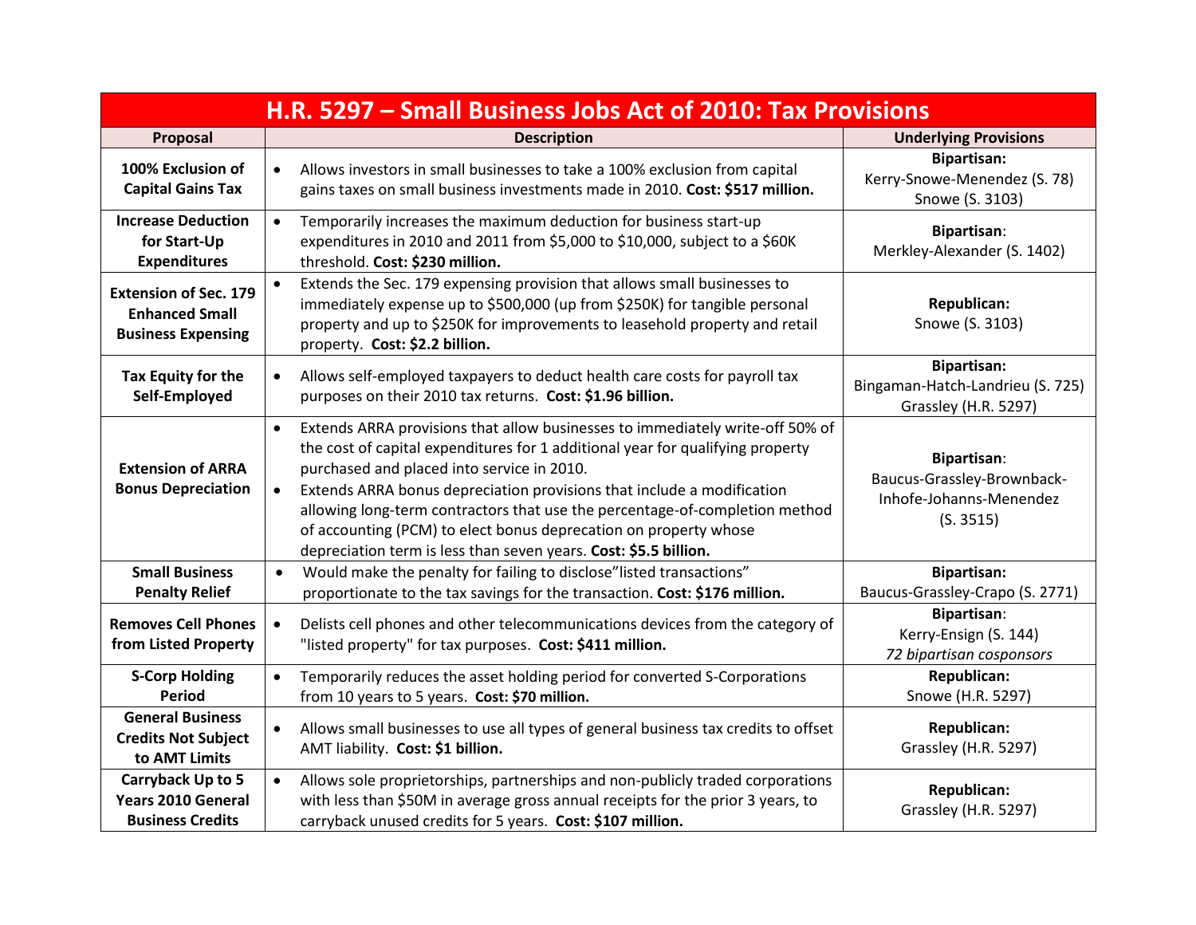| H.R. 5297 – Small Business Jobs Act of 2010: Tax Provisions | | |
|---|---|---|
| **Proposal** | **Description** | **Underlying Provisions** |
| **100% Exclusion of Capital Gains Tax** | • Allows investors in small businesses to take a 100% exclusion from capital gains taxes on small business investments made in 2010. **Cost: $517 million.** | **Bipartisan:** Kerry-Snowe-Menendez (S. 78) Snowe (S. 3103) |
| **Increase Deduction for Start-Up Expenditures** | • Temporarily increases the maximum deduction for business start-up expenditures in 2010 and 2011 from $5,000 to $10,000, subject to a $60K threshold. **Cost: $230 million.** | **Bipartisan**: Merkley-Alexander (S. 1402) |
| **Extension of Sec. 179 Enhanced Small Business Expensing** | • Extends the Sec. 179 expensing provision that allows small businesses to immediately expense up to $500,000 (up from $250K) for tangible personal property and up to $250K for improvements to leasehold property and retail property. **Cost: $2.2 billion.** | **Republican:** Snowe (S. 3103) |
| **Tax Equity for the Self-Employed** | • Allows self-employed taxpayers to deduct health care costs for payroll tax purposes on their 2010 tax returns. **Cost: $1.96 billion.** | **Bipartisan:** Bingaman-Hatch-Landrieu (S. 725) Grassley (H.R. 5297) |
| **Extension of ARRA Bonus Depreciation** | • Extends ARRA provisions that allow businesses to immediately write-off 50% of the cost of capital expenditures for 1 additional year for qualifying property purchased and placed into service in 2010.<br>• Extends ARRA bonus depreciation provisions that include a modification allowing long-term contractors that use the percentage-of-completion method of accounting (PCM) to elect bonus deprecation on property whose depreciation term is less than seven years. **Cost: $5.5 billion.** | **Bipartisan**: Baucus-Grassley-Brownback-Inhofe-Johanns-Menendez (S. 3515) |
| **Small Business Penalty Relief** | • Would make the penalty for failing to disclose"listed transactions" proportionate to the tax savings for the transaction. **Cost: $176 million.** | **Bipartisan:** Baucus-Grassley-Crapo (S. 2771) |
| **Removes Cell Phones from Listed Property** | • Delists cell phones and other telecommunications devices from the category of "listed property" for tax purposes. **Cost: $411 million.** | **Bipartisan**: Kerry-Ensign (S. 144) *72 bipartisan cosponsors* |
| **S-Corp Holding Period** | • Temporarily reduces the asset holding period for converted S-Corporations from 10 years to 5 years. **Cost: $70 million.** | **Republican:** Snowe (H.R. 5297) |
| **General Business Credits Not Subject to AMT Limits** | • Allows small businesses to use all types of general business tax credits to offset AMT liability. **Cost: $1 billion.** | **Republican:** Grassley (H.R. 5297) |
| **Carryback Up to 5 Years 2010 General Business Credits** | • Allows sole proprietorships, partnerships and non-publicly traded corporations with less than $50M in average gross annual receipts for the prior 3 years, to carryback unused credits for 5 years. **Cost: $107 million.** | **Republican:** Grassley (H.R. 5297) |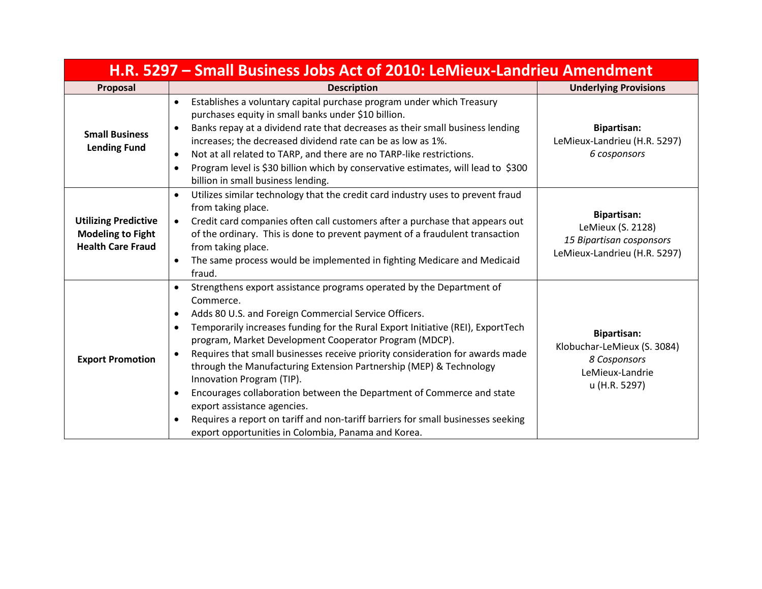| H.R. 5297 – Small Business Jobs Act of 2010: LeMieux-Landrieu Amendment | | |
|---|---|---|
| **Proposal** | **Description** | **Underlying Provisions** |
| **Small Business Lending Fund** | • Establishes a voluntary capital purchase program under which Treasury purchases equity in small banks under $10 billion.<br>• Banks repay at a dividend rate that decreases as their small business lending increases; the decreased dividend rate can be as low as 1%.<br>• Not at all related to TARP, and there are no TARP-like restrictions.<br>• Program level is $30 billion which by conservative estimates, will lead to $300 billion in small business lending. | **Bipartisan:**<br>LeMieux-Landrieu (H.R. 5297)<br>*6 cosponsors* |
| **Utilizing Predictive Modeling to Fight Health Care Fraud** | • Utilizes similar technology that the credit card industry uses to prevent fraud from taking place.<br>• Credit card companies often call customers after a purchase that appears out of the ordinary. This is done to prevent payment of a fraudulent transaction from taking place.<br>• The same process would be implemented in fighting Medicare and Medicaid fraud. | **Bipartisan:**<br>LeMieux (S. 2128)<br>*15 Bipartisan cosponsors*<br>LeMieux-Landrieu (H.R. 5297) |
| **Export Promotion** | • Strengthens export assistance programs operated by the Department of Commerce.<br>• Adds 80 U.S. and Foreign Commercial Service Officers.<br>• Temporarily increases funding for the Rural Export Initiative (REI), ExportTech program, Market Development Cooperator Program (MDCP).<br>• Requires that small businesses receive priority consideration for awards made through the Manufacturing Extension Partnership (MEP) & Technology Innovation Program (TIP).<br>• Encourages collaboration between the Department of Commerce and state export assistance agencies.<br>• Requires a report on tariff and non-tariff barriers for small businesses seeking export opportunities in Colombia, Panama and Korea. | **Bipartisan:**<br>Klobuchar-LeMieux (S. 3084)<br>*8 Cosponsors*<br>LeMieux-Landrieu (H.R. 5297) |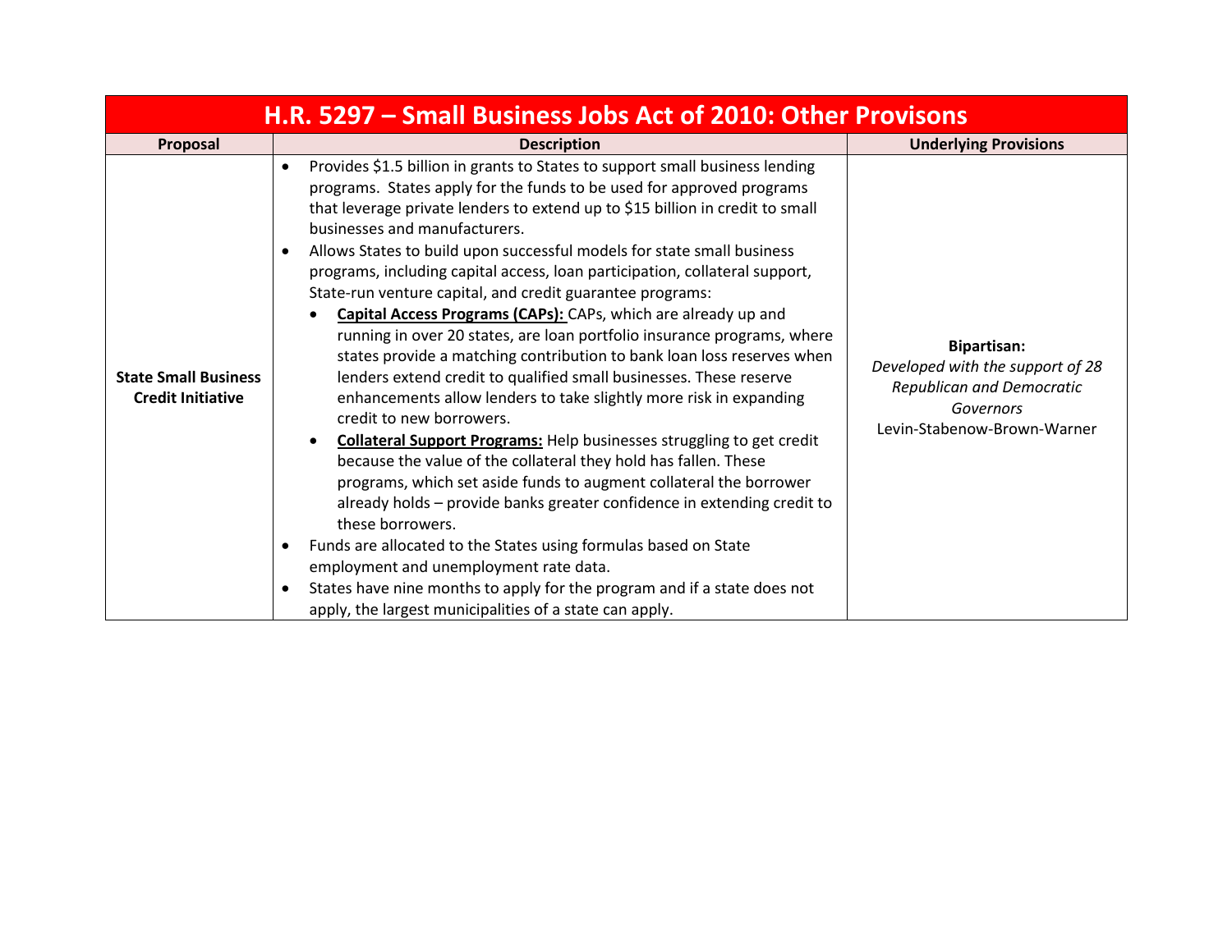## H.R. 5297 – Small Business Jobs Act of 2010: Other Provisons

| Proposal | Description | Underlying Provisions |
|---|---|---|
| **State Small Business Credit Initiative** | • Provides $1.5 billion in grants to States to support small business lending programs. States apply for the funds to be used for approved programs that leverage private lenders to extend up to $15 billion in credit to small businesses and manufacturers.<br>• Allows States to build upon successful models for state small business programs, including capital access, loan participation, collateral support, State-run venture capital, and credit guarantee programs:<br>&nbsp;&nbsp;◦ **Capital Access Programs (CAPs):** CAPs, which are already up and running in over 20 states, are loan portfolio insurance programs, where states provide a matching contribution to bank loan loss reserves when lenders extend credit to qualified small businesses. These reserve enhancements allow lenders to take slightly more risk in expanding credit to new borrowers.<br>&nbsp;&nbsp;◦ **Collateral Support Programs:** Help businesses struggling to get credit because the value of the collateral they hold has fallen. These programs, which set aside funds to augment collateral the borrower already holds – provide banks greater confidence in extending credit to these borrowers.<br>• Funds are allocated to the States using formulas based on State employment and unemployment rate data.<br>• States have nine months to apply for the program and if a state does not apply, the largest municipalities of a state can apply. | **Bipartisan:**<br>*Developed with the support of 28 Republican and Democratic Governors*<br>Levin-Stabenow-Brown-Warner |